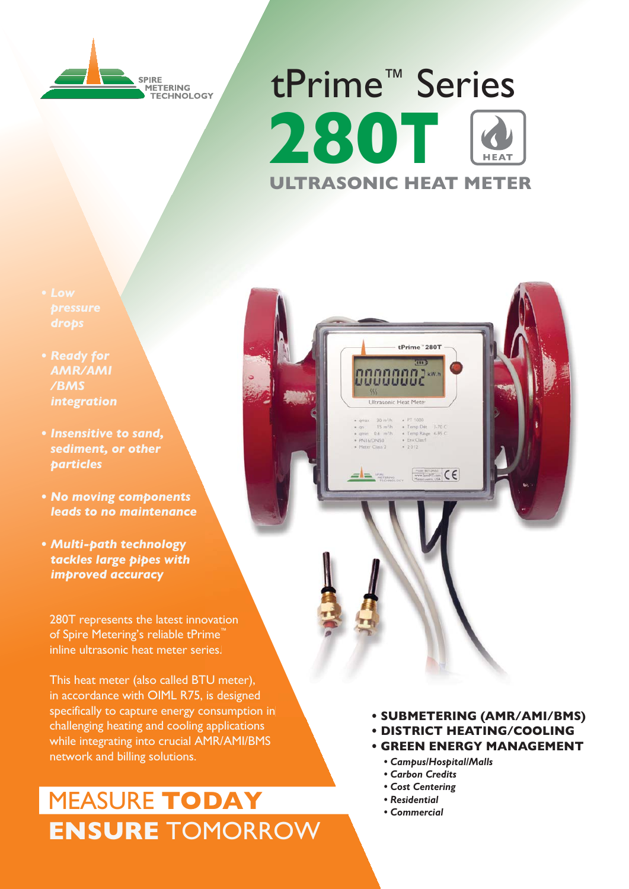SPIRE METERING TECHNOLOGY

# tPrime™ Series

# 280T

HEAT

## ULTRASONIC HEAT METER

- *Low pressure drops*
- *Ready for AMR/AMI/BMS integration*
- *Insensitive to sand, sediment, or other particles*
- *No moving components leads to no maintenance*
- *Multi-path technology tackles large pipes with improved accuracy*

280T represents the latest innovation of Spire Metering's reliable tPrime™ inline ultrasonic heat meter series.

This heat meter (also called BTU meter), in accordance with OIML R75, is designed specifically to capture energy consumption in challenging heating and cooling applications while integrating into crucial AMR/AMI/BMS network and billing solutions.

## MEASURE **TODAY** **ENSURE** TOMORROW

- **SUBMETERING (AMR/AMI/BMS)**
- **DISTRICT HEATING/COOLING**
- **GREEN ENERGY MANAGEMENT**
  - *Campus/Hospital/Malls*
  - *Carbon Credits*
  - *Cost Centering*
  - *Residential*
  - *Commercial*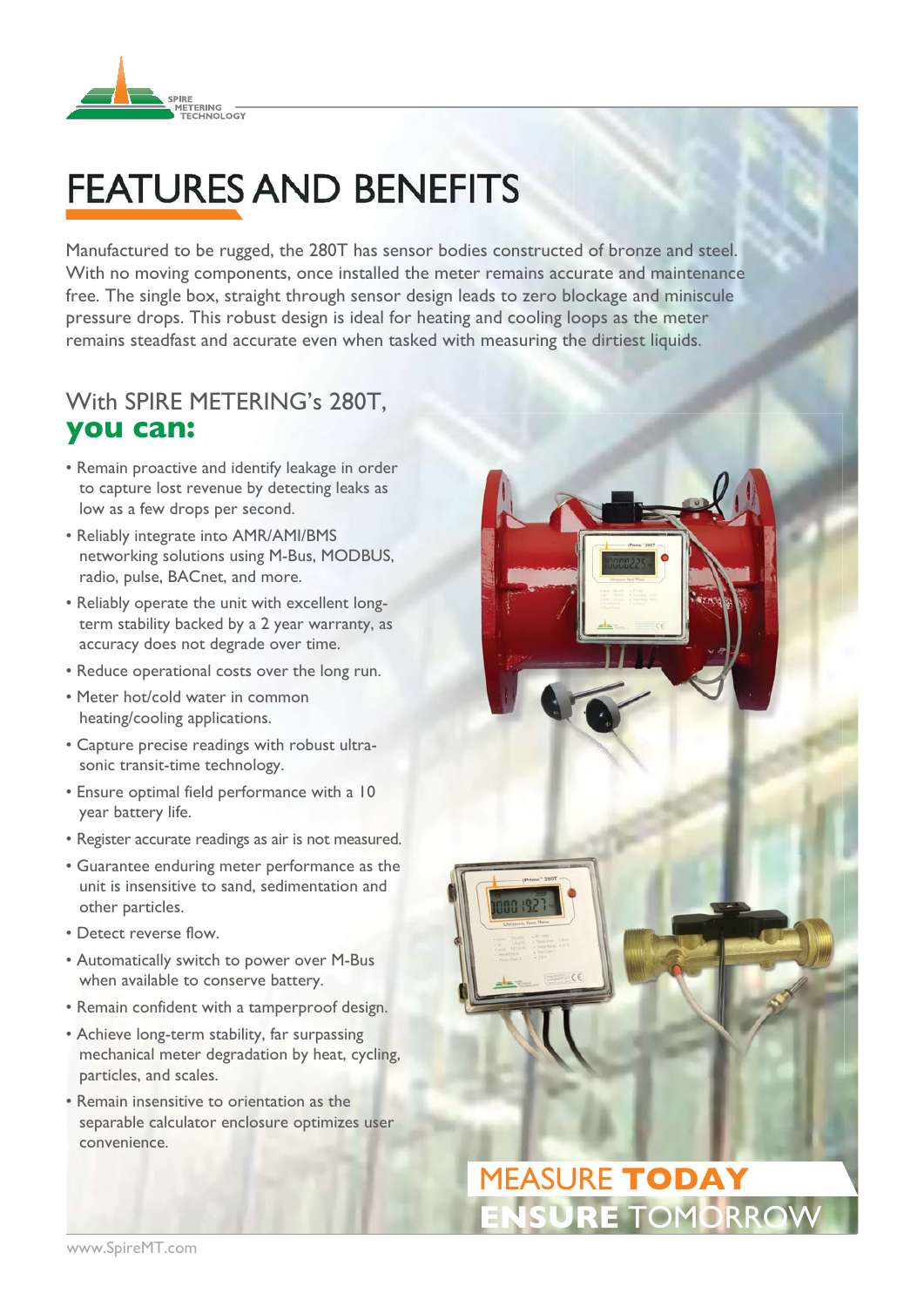# FEATURES AND BENEFITS

Manufactured to be rugged, the 280T has sensor bodies constructed of bronze and steel. With no moving components, once installed the meter remains accurate and maintenance free. The single box, straight through sensor design leads to zero blockage and miniscule pressure drops. This robust design is ideal for heating and cooling loops as the meter remains steadfast and accurate even when tasked with measuring the dirtiest liquids.

## With SPIRE METERING's 280T, **you can:**

- Remain proactive and identify leakage in order to capture lost revenue by detecting leaks as low as a few drops per second.
- Reliably integrate into AMR/AMI/BMS networking solutions using M-Bus, MODBUS, radio, pulse, BACnet, and more.
- Reliably operate the unit with excellent long-term stability backed by a 2 year warranty, as accuracy does not degrade over time.
- Reduce operational costs over the long run.
- Meter hot/cold water in common heating/cooling applications.
- Capture precise readings with robust ultra-sonic transit-time technology.
- Ensure optimal field performance with a 10 year battery life.
- Register accurate readings as air is not measured.
- Guarantee enduring meter performance as the unit is insensitive to sand, sedimentation and other particles.
- Detect reverse flow.
- Automatically switch to power over M-Bus when available to conserve battery.
- Remain confident with a tamperproof design.
- Achieve long-term stability, far surpassing mechanical meter degradation by heat, cycling, particles, and scales.
- Remain insensitive to orientation as the separable calculator enclosure optimizes user convenience.

MEASURE **TODAY**
**ENSURE** TOMORROW

www.SpireMT.com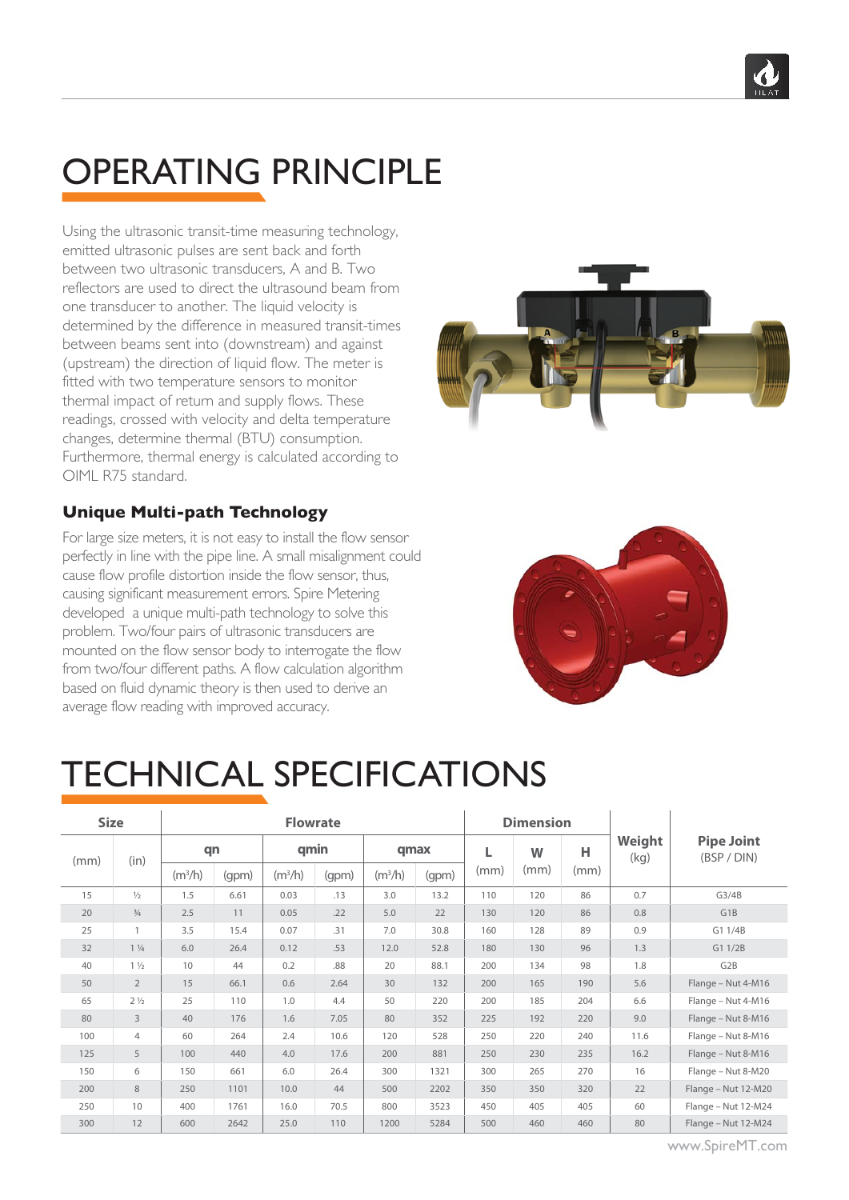# OPERATING PRINCIPLE

Using the ultrasonic transit-time measuring technology, emitted ultrasonic pulses are sent back and forth between two ultrasonic transducers, A and B. Two reflectors are used to direct the ultrasound beam from one transducer to another. The liquid velocity is determined by the difference in measured transit-times between beams sent into (downstream) and against (upstream) the direction of liquid flow. The meter is fitted with two temperature sensors to monitor thermal impact of return and supply flows. These readings, crossed with velocity and delta temperature changes, determine thermal (BTU) consumption. Furthermore, thermal energy is calculated according to OIML R75 standard.

### Unique Multi-path Technology

For large size meters, it is not easy to install the flow sensor perfectly in line with the pipe line. A small misalignment could cause flow profile distortion inside the flow sensor, thus, causing significant measurement errors. Spire Metering developed a unique multi-path technology to solve this problem. Two/four pairs of ultrasonic transducers are mounted on the flow sensor body to interrogate the flow from two/four different paths. A flow calculation algorithm based on fluid dynamic theory is then used to derive an average flow reading with improved accuracy.

# TECHNICAL SPECIFICATIONS

| Size | | Flowrate | | | | | | Dimension | | | Weight | Pipe Joint |
|---|---|---|---|---|---|---|---|---|---|---|---|---|
| (mm) | (in) | qn | | qmin | | qmax | | L | W | H | (kg) | (BSP / DIN) |
| | | (m³/h) | (gpm) | (m³/h) | (gpm) | (m³/h) | (gpm) | (mm) | (mm) | (mm) | | |
| 15 | ½ | 1.5 | 6.61 | 0.03 | .13 | 3.0 | 13.2 | 110 | 120 | 86 | 0.7 | G3/4B |
| 20 | ¾ | 2.5 | 11 | 0.05 | .22 | 5.0 | 22 | 130 | 120 | 86 | 0.8 | G1B |
| 25 | 1 | 3.5 | 15.4 | 0.07 | .31 | 7.0 | 30.8 | 160 | 128 | 89 | 0.9 | G1 1/4B |
| 32 | 1 ¼ | 6.0 | 26.4 | 0.12 | .53 | 12.0 | 52.8 | 180 | 130 | 96 | 1.3 | G1 1/2B |
| 40 | 1 ½ | 10 | 44 | 0.2 | .88 | 20 | 88.1 | 200 | 134 | 98 | 1.8 | G2B |
| 50 | 2 | 15 | 66.1 | 0.6 | 2.64 | 30 | 132 | 200 | 165 | 190 | 5.6 | Flange – Nut 4-M16 |
| 65 | 2 ½ | 25 | 110 | 1.0 | 4.4 | 50 | 220 | 200 | 185 | 204 | 6.6 | Flange – Nut 4-M16 |
| 80 | 3 | 40 | 176 | 1.6 | 7.05 | 80 | 352 | 225 | 192 | 220 | 9.0 | Flange – Nut 8-M16 |
| 100 | 4 | 60 | 264 | 2.4 | 10.6 | 120 | 528 | 250 | 220 | 240 | 11.6 | Flange – Nut 8-M16 |
| 125 | 5 | 100 | 440 | 4.0 | 17.6 | 200 | 881 | 250 | 230 | 235 | 16.2 | Flange – Nut 8-M16 |
| 150 | 6 | 150 | 661 | 6.0 | 26.4 | 300 | 1321 | 300 | 265 | 270 | 16 | Flange – Nut 8-M20 |
| 200 | 8 | 250 | 1101 | 10.0 | 44 | 500 | 2202 | 350 | 350 | 320 | 22 | Flange – Nut 12-M20 |
| 250 | 10 | 400 | 1761 | 16.0 | 70.5 | 800 | 3523 | 450 | 405 | 405 | 60 | Flange – Nut 12-M24 |
| 300 | 12 | 600 | 2642 | 25.0 | 110 | 1200 | 5284 | 500 | 460 | 460 | 80 | Flange – Nut 12-M24 |

www.SpireMT.com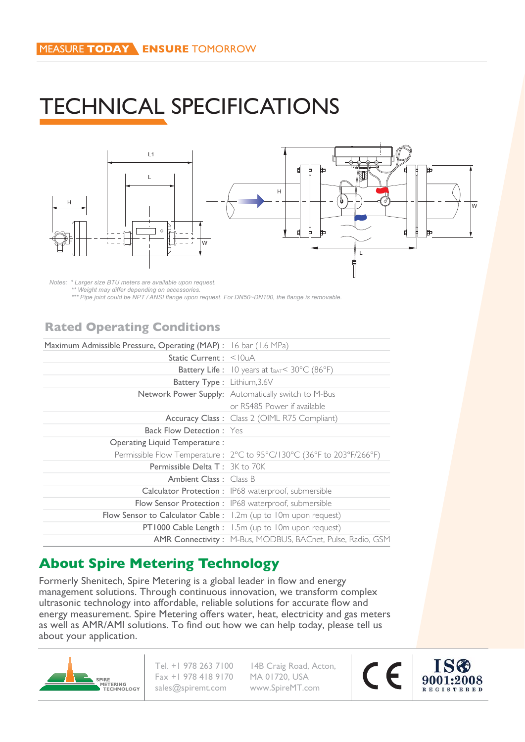MEASURE **TODAY** **ENSURE** TOMORROW

# TECHNICAL SPECIFICATIONS

L1

L

H

W

H

W

L

*Notes: * Larger size BTU meters are available upon request.*
*** Weight may differ depending on accessories.*
**** Pipe joint could be NPT / ANSI flange upon request. For DN50~DN100, the flange is removable.*

## Rated Operating Conditions

| | |
|---|---|
| Maximum Admissible Pressure, Operating (MAP) : | 16 bar (1.6 MPa) |
| Static Current : | <10uA |
| Battery Life : | 10 years at $t_{BAT}$< 30°C (86°F) |
| Battery Type : | Lithium,3.6V |
| Network Power Supply: | Automatically switch to M-Bus or RS485 Power if available |
| Accuracy Class : | Class 2 (OIML R75 Compliant) |
| Back Flow Detection : | Yes |
| Operating Liquid Temperature : | |
| Permissible Flow Temperature : | 2°C to 95°C/130°C (36°F to 203°F/266°F) |
| Permissible Delta T : | 3K to 70K |
| Ambient Class : | Class B |
| Calculator Protection : | IP68 waterproof, submersible |
| Flow Sensor Protection : | IP68 waterproof, submersible |
| Flow Sensor to Calculator Cable : | 1.2m (up to 10m upon request) |
| PT1000 Cable Length : | 1.5m (up to 10m upon request) |
| AMR Connectivity : | M-Bus, MODBUS, BACnet, Pulse, Radio, GSM |

## About Spire Metering Technology

Formerly Shenitech, Spire Metering is a global leader in flow and energy management solutions. Through continuous innovation, we transform complex ultrasonic technology into affordable, reliable solutions for accurate flow and energy measurement. Spire Metering offers water, heat, electricity and gas meters as well as AMR/AMI solutions. To find out how we can help today, please tell us about your application.

SPIRE METERING TECHNOLOGY

Tel. +1 978 263 7100
Fax +1 978 418 9170
sales@spiremt.com

14B Craig Road, Acton, MA 01720, USA
www.SpireMT.com

CE

ISO 9001:2008 REGISTERED